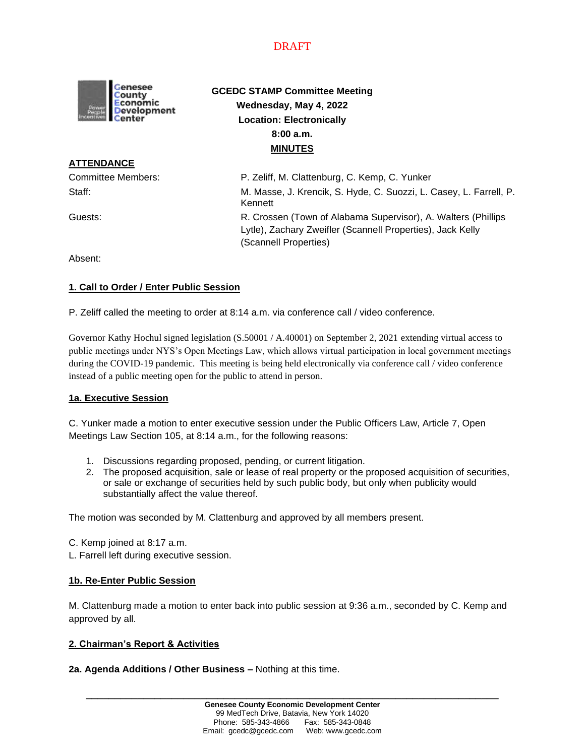DRAFT

**GCEDC STAMP Committee Meeting**
**Wednesday, May 4, 2022**
**Location: Electronically**
**8:00 a.m.**
**MINUTES**

**ATTENDANCE**

Committee Members: P. Zeliff, M. Clattenburg, C. Kemp, C. Yunker

Staff: M. Masse, J. Krencik, S. Hyde, C. Suozzi, L. Casey, L. Farrell, P. Kennett

Guests: R. Crossen (Town of Alabama Supervisor), A. Walters (Phillips Lytle), Zachary Zweifler (Scannell Properties), Jack Kelly (Scannell Properties)

Absent:

**1. Call to Order / Enter Public Session**

P. Zeliff called the meeting to order at 8:14 a.m. via conference call / video conference.

Governor Kathy Hochul signed legislation (S.50001 / A.40001) on September 2, 2021 extending virtual access to public meetings under NYS's Open Meetings Law, which allows virtual participation in local government meetings during the COVID-19 pandemic. This meeting is being held electronically via conference call / video conference instead of a public meeting open for the public to attend in person.

**1a. Executive Session**

C. Yunker made a motion to enter executive session under the Public Officers Law, Article 7, Open Meetings Law Section 105, at 8:14 a.m., for the following reasons:

1. Discussions regarding proposed, pending, or current litigation.
2. The proposed acquisition, sale or lease of real property or the proposed acquisition of securities, or sale or exchange of securities held by such public body, but only when publicity would substantially affect the value thereof.

The motion was seconded by M. Clattenburg and approved by all members present.

C. Kemp joined at 8:17 a.m.
L. Farrell left during executive session.

**1b. Re-Enter Public Session**

M. Clattenburg made a motion to enter back into public session at 9:36 a.m., seconded by C. Kemp and approved by all.

**2. Chairman's Report & Activities**

**2a. Agenda Additions / Other Business –** Nothing at this time.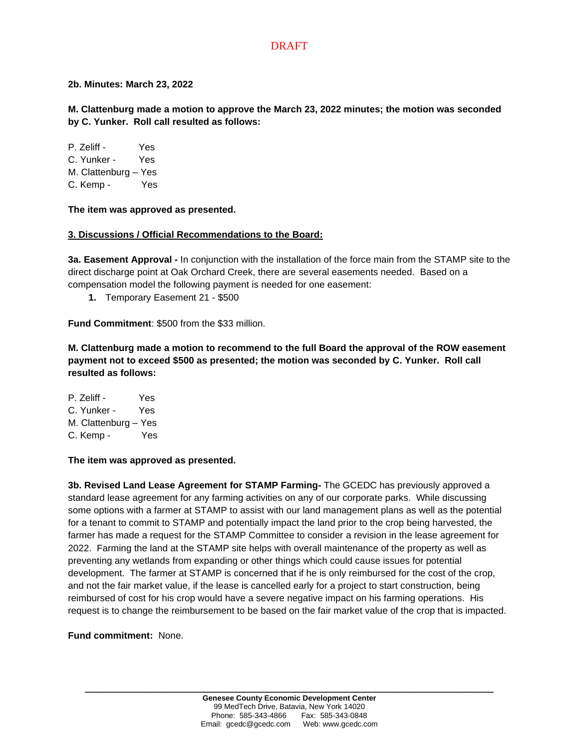DRAFT

**2b. Minutes: March 23, 2022**

**M. Clattenburg made a motion to approve the March 23, 2022 minutes; the motion was seconded by C. Yunker. Roll call resulted as follows:**

P. Zeliff - Yes
C. Yunker - Yes
M. Clattenburg – Yes
C. Kemp - Yes

**The item was approved as presented.**

**3. Discussions / Official Recommendations to the Board:**

**3a. Easement Approval -** In conjunction with the installation of the force main from the STAMP site to the direct discharge point at Oak Orchard Creek, there are several easements needed. Based on a compensation model the following payment is needed for one easement:

1. Temporary Easement 21 - $500

**Fund Commitment**: $500 from the $33 million.

**M. Clattenburg made a motion to recommend to the full Board the approval of the ROW easement payment not to exceed $500 as presented; the motion was seconded by C. Yunker. Roll call resulted as follows:**

P. Zeliff - Yes
C. Yunker - Yes
M. Clattenburg – Yes
C. Kemp - Yes

**The item was approved as presented.**

**3b. Revised Land Lease Agreement for STAMP Farming-** The GCEDC has previously approved a standard lease agreement for any farming activities on any of our corporate parks. While discussing some options with a farmer at STAMP to assist with our land management plans as well as the potential for a tenant to commit to STAMP and potentially impact the land prior to the crop being harvested, the farmer has made a request for the STAMP Committee to consider a revision in the lease agreement for 2022. Farming the land at the STAMP site helps with overall maintenance of the property as well as preventing any wetlands from expanding or other things which could cause issues for potential development. The farmer at STAMP is concerned that if he is only reimbursed for the cost of the crop, and not the fair market value, if the lease is cancelled early for a project to start construction, being reimbursed of cost for his crop would have a severe negative impact on his farming operations. His request is to change the reimbursement to be based on the fair market value of the crop that is impacted.

**Fund commitment:** None.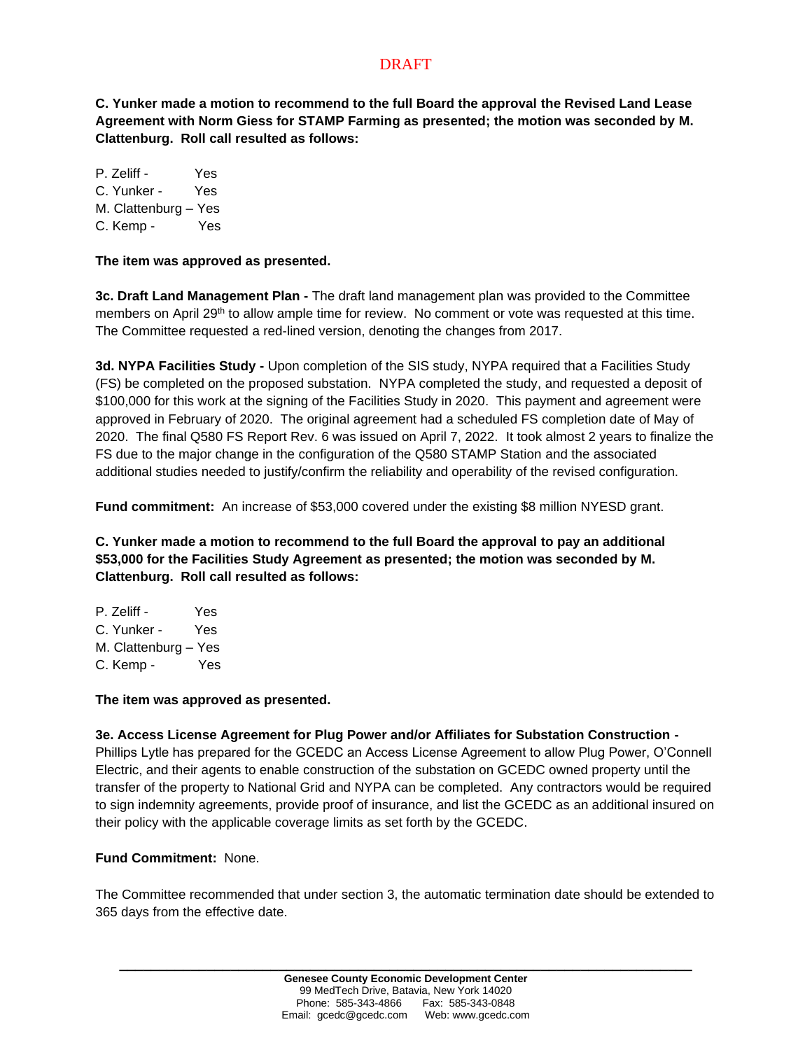DRAFT

**C. Yunker made a motion to recommend to the full Board the approval the Revised Land Lease Agreement with Norm Giess for STAMP Farming as presented; the motion was seconded by M. Clattenburg. Roll call resulted as follows:**

P. Zeliff - Yes
C. Yunker - Yes
M. Clattenburg – Yes
C. Kemp - Yes

**The item was approved as presented.**

**3c. Draft Land Management Plan -** The draft land management plan was provided to the Committee members on April 29th to allow ample time for review. No comment or vote was requested at this time. The Committee requested a red-lined version, denoting the changes from 2017.

**3d. NYPA Facilities Study -** Upon completion of the SIS study, NYPA required that a Facilities Study (FS) be completed on the proposed substation. NYPA completed the study, and requested a deposit of $100,000 for this work at the signing of the Facilities Study in 2020. This payment and agreement were approved in February of 2020. The original agreement had a scheduled FS completion date of May of 2020. The final Q580 FS Report Rev. 6 was issued on April 7, 2022. It took almost 2 years to finalize the FS due to the major change in the configuration of the Q580 STAMP Station and the associated additional studies needed to justify/confirm the reliability and operability of the revised configuration.

**Fund commitment:** An increase of $53,000 covered under the existing $8 million NYESD grant.

**C. Yunker made a motion to recommend to the full Board the approval to pay an additional $53,000 for the Facilities Study Agreement as presented; the motion was seconded by M. Clattenburg. Roll call resulted as follows:**

P. Zeliff - Yes
C. Yunker - Yes
M. Clattenburg – Yes
C. Kemp - Yes

**The item was approved as presented.**

**3e. Access License Agreement for Plug Power and/or Affiliates for Substation Construction -** Phillips Lytle has prepared for the GCEDC an Access License Agreement to allow Plug Power, O'Connell Electric, and their agents to enable construction of the substation on GCEDC owned property until the transfer of the property to National Grid and NYPA can be completed. Any contractors would be required to sign indemnity agreements, provide proof of insurance, and list the GCEDC as an additional insured on their policy with the applicable coverage limits as set forth by the GCEDC.

**Fund Commitment:** None.

The Committee recommended that under section 3, the automatic termination date should be extended to 365 days from the effective date.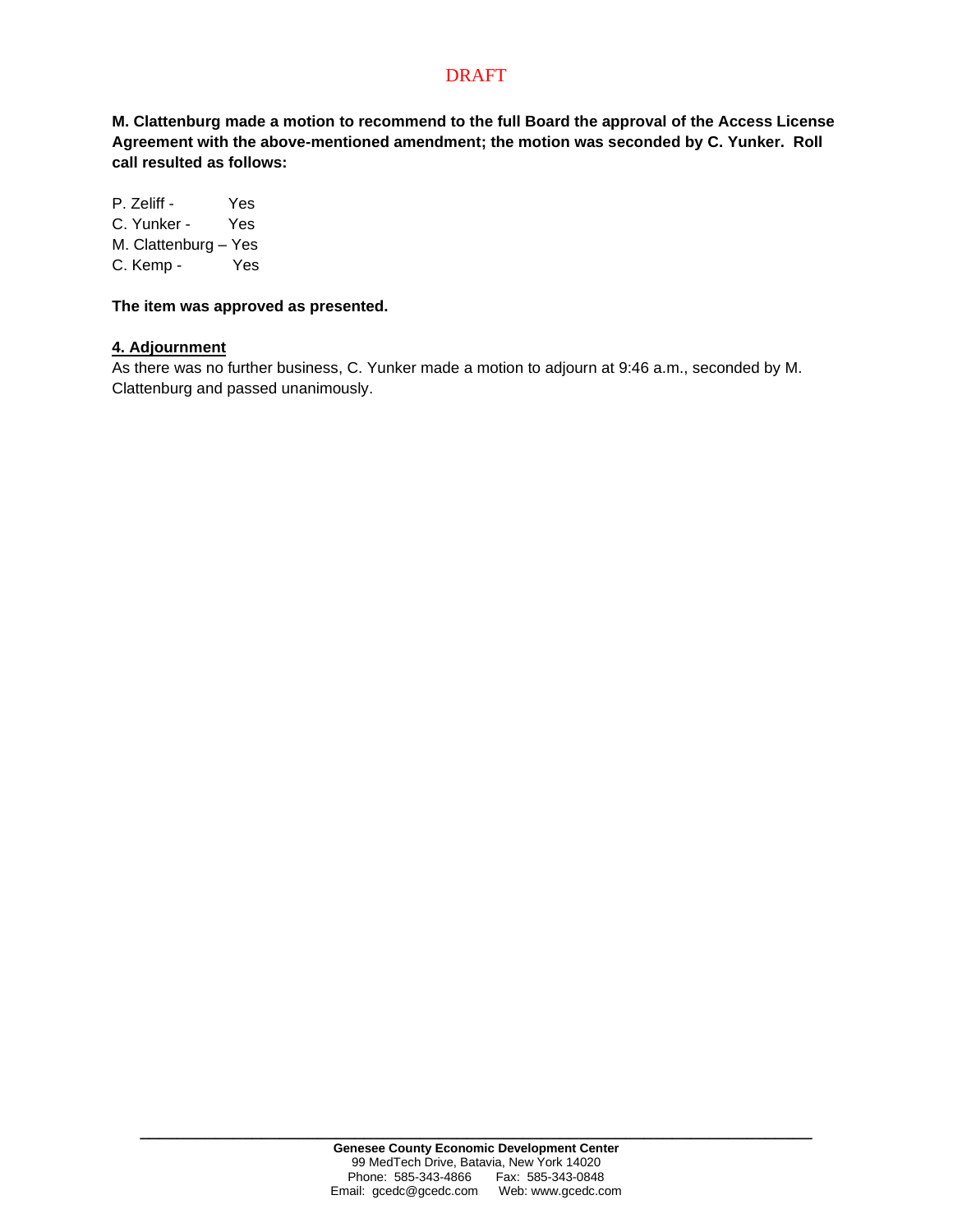DRAFT

**M. Clattenburg made a motion to recommend to the full Board the approval of the Access License Agreement with the above-mentioned amendment; the motion was seconded by C. Yunker. Roll call resulted as follows:**

P. Zeliff - Yes
C. Yunker - Yes
M. Clattenburg – Yes
C. Kemp - Yes

**The item was approved as presented.**

**4. Adjournment**

As there was no further business, C. Yunker made a motion to adjourn at 9:46 a.m., seconded by M. Clattenburg and passed unanimously.